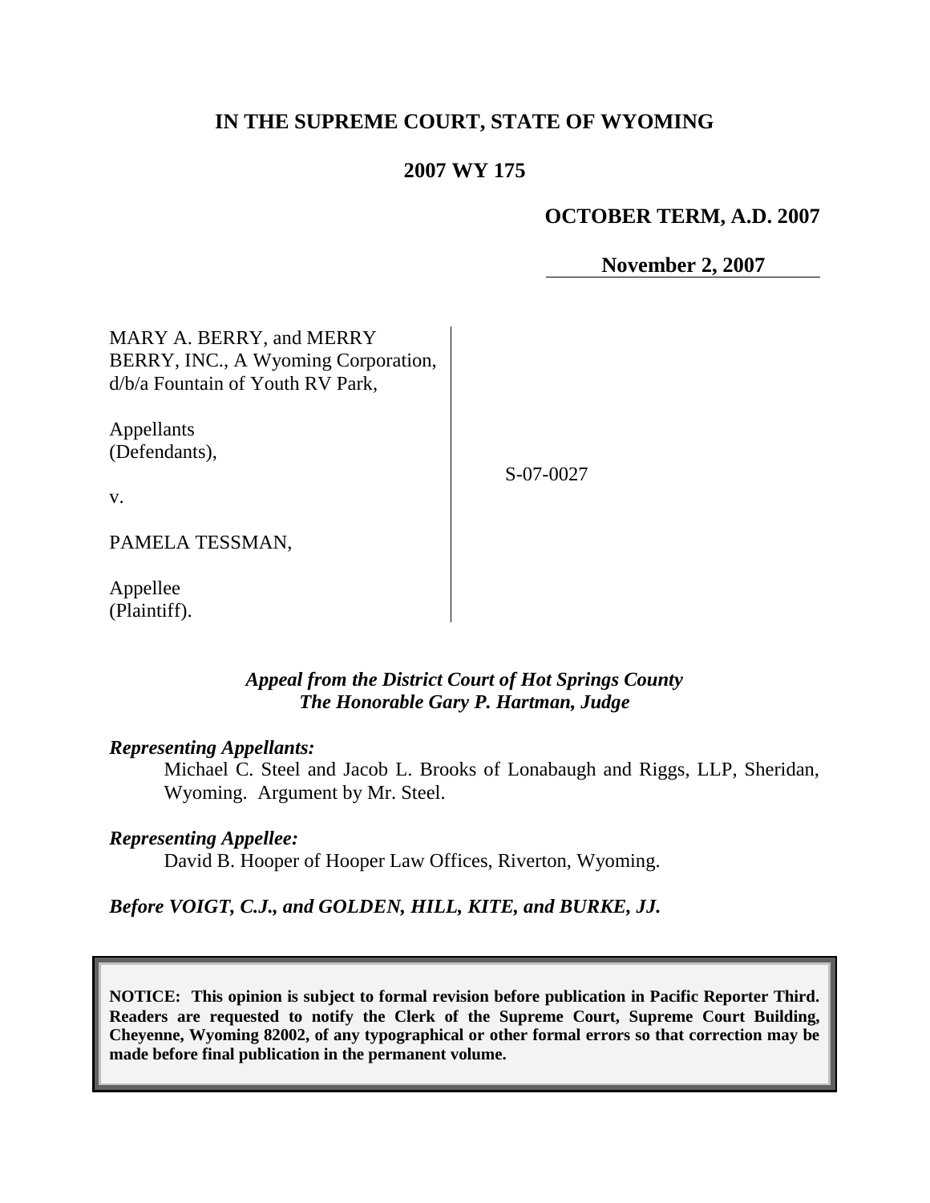# IN THE SUPREME COURT, STATE OF WYOMING

## 2007 WY 175

**OCTOBER TERM, A.D. 2007**

**November 2, 2007**

MARY A. BERRY, and MERRY BERRY, INC., A Wyoming Corporation, d/b/a Fountain of Youth RV Park,

Appellants (Defendants),

v.

PAMELA TESSMAN,

Appellee (Plaintiff).

S-07-0027

*Appeal from the District Court of Hot Springs County*
*The Honorable Gary P. Hartman, Judge*

***Representing Appellants:***

Michael C. Steel and Jacob L. Brooks of Lonabaugh and Riggs, LLP, Sheridan, Wyoming. Argument by Mr. Steel.

***Representing Appellee:***

David B. Hooper of Hooper Law Offices, Riverton, Wyoming.

***Before VOIGT, C.J., and GOLDEN, HILL, KITE, and BURKE, JJ.***

**NOTICE: This opinion is subject to formal revision before publication in Pacific Reporter Third. Readers are requested to notify the Clerk of the Supreme Court, Supreme Court Building, Cheyenne, Wyoming 82002, of any typographical or other formal errors so that correction may be made before final publication in the permanent volume.**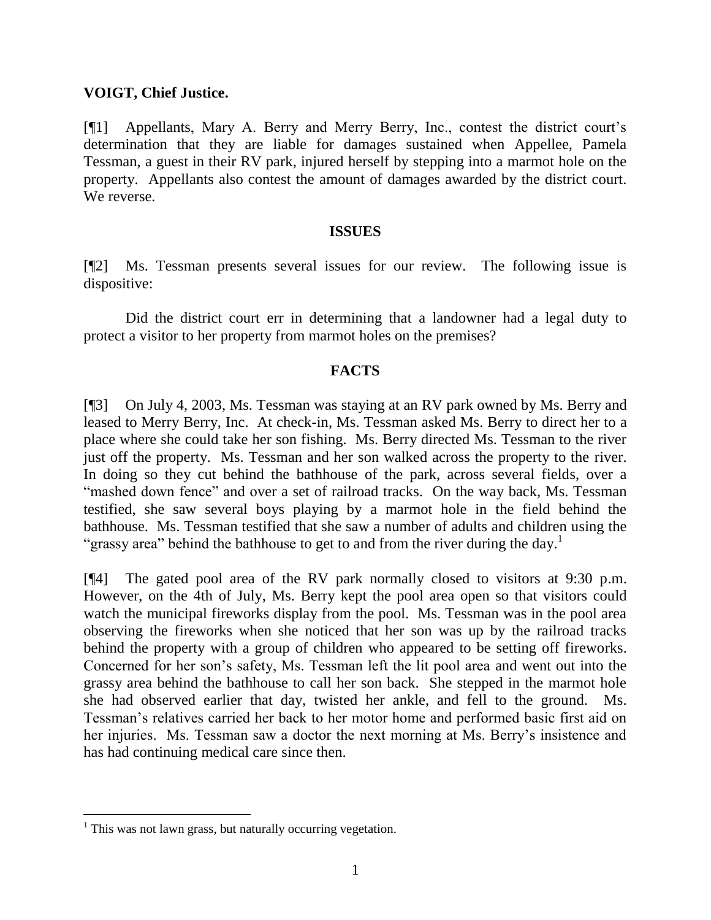**VOIGT, Chief Justice.**

[¶1] Appellants, Mary A. Berry and Merry Berry, Inc., contest the district court's determination that they are liable for damages sustained when Appellee, Pamela Tessman, a guest in their RV park, injured herself by stepping into a marmot hole on the property. Appellants also contest the amount of damages awarded by the district court. We reverse.

## ISSUES

[¶2] Ms. Tessman presents several issues for our review. The following issue is dispositive:

Did the district court err in determining that a landowner had a legal duty to protect a visitor to her property from marmot holes on the premises?

## FACTS

[¶3] On July 4, 2003, Ms. Tessman was staying at an RV park owned by Ms. Berry and leased to Merry Berry, Inc. At check-in, Ms. Tessman asked Ms. Berry to direct her to a place where she could take her son fishing. Ms. Berry directed Ms. Tessman to the river just off the property. Ms. Tessman and her son walked across the property to the river. In doing so they cut behind the bathhouse of the park, across several fields, over a "mashed down fence" and over a set of railroad tracks. On the way back, Ms. Tessman testified, she saw several boys playing by a marmot hole in the field behind the bathhouse. Ms. Tessman testified that she saw a number of adults and children using the "grassy area" behind the bathhouse to get to and from the river during the day.[1]

[¶4] The gated pool area of the RV park normally closed to visitors at 9:30 p.m. However, on the 4th of July, Ms. Berry kept the pool area open so that visitors could watch the municipal fireworks display from the pool. Ms. Tessman was in the pool area observing the fireworks when she noticed that her son was up by the railroad tracks behind the property with a group of children who appeared to be setting off fireworks. Concerned for her son's safety, Ms. Tessman left the lit pool area and went out into the grassy area behind the bathhouse to call her son back. She stepped in the marmot hole she had observed earlier that day, twisted her ankle, and fell to the ground. Ms. Tessman's relatives carried her back to her motor home and performed basic first aid on her injuries. Ms. Tessman saw a doctor the next morning at Ms. Berry's insistence and has had continuing medical care since then.

---

[1] This was not lawn grass, but naturally occurring vegetation.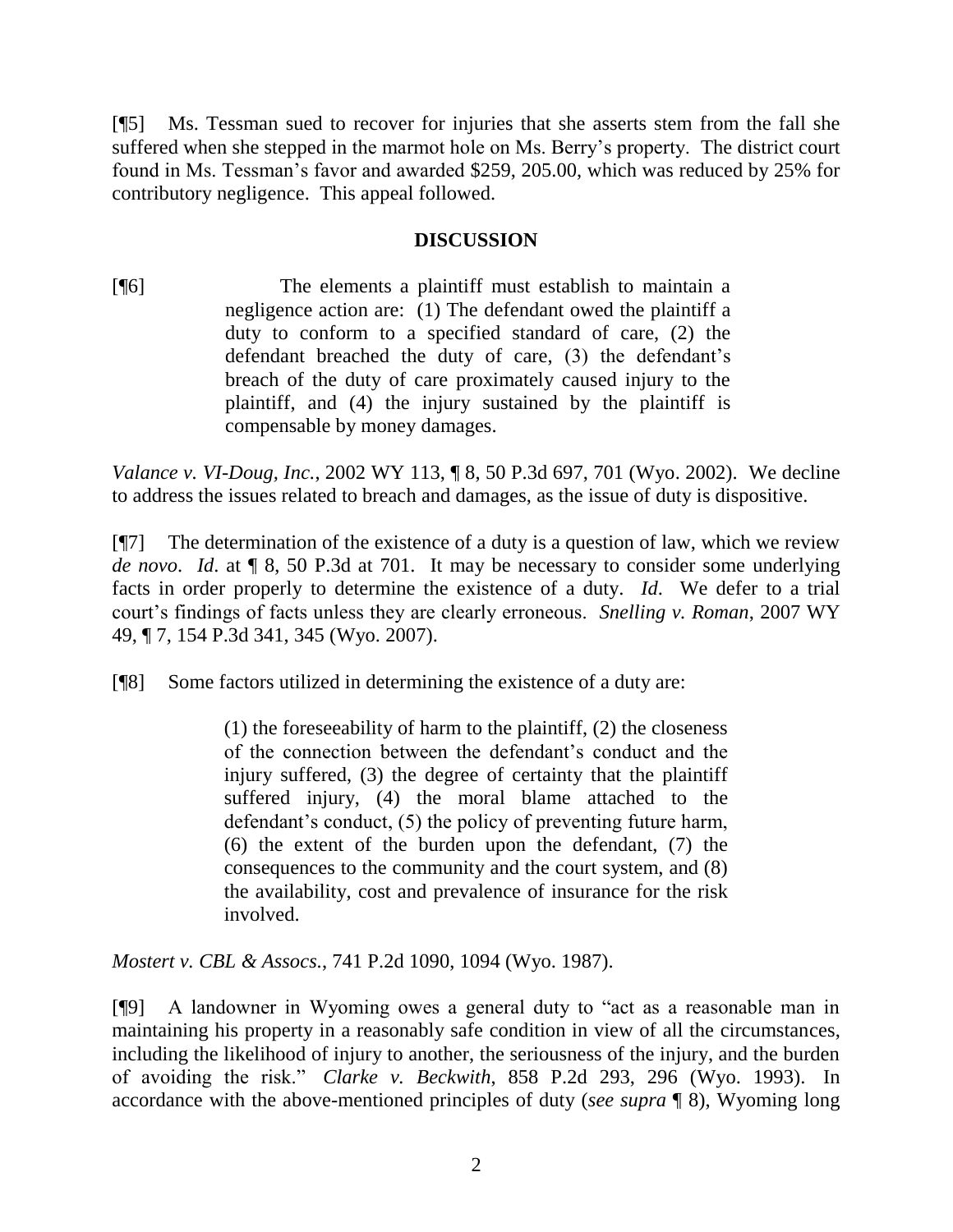[¶5] Ms. Tessman sued to recover for injuries that she asserts stem from the fall she suffered when she stepped in the marmot hole on Ms. Berry's property. The district court found in Ms. Tessman's favor and awarded $259, 205.00, which was reduced by 25% for contributory negligence. This appeal followed.

## DISCUSSION

[¶6]

> The elements a plaintiff must establish to maintain a negligence action are: (1) The defendant owed the plaintiff a duty to conform to a specified standard of care, (2) the defendant breached the duty of care, (3) the defendant's breach of the duty of care proximately caused injury to the plaintiff, and (4) the injury sustained by the plaintiff is compensable by money damages.

*Valance v. VI-Doug, Inc.*, 2002 WY 113, ¶ 8, 50 P.3d 697, 701 (Wyo. 2002). We decline to address the issues related to breach and damages, as the issue of duty is dispositive.

[¶7] The determination of the existence of a duty is a question of law, which we review *de novo*. *Id.* at ¶ 8, 50 P.3d at 701. It may be necessary to consider some underlying facts in order properly to determine the existence of a duty. *Id.* We defer to a trial court's findings of facts unless they are clearly erroneous. *Snelling v. Roman*, 2007 WY 49, ¶ 7, 154 P.3d 341, 345 (Wyo. 2007).

[¶8] Some factors utilized in determining the existence of a duty are:

> (1) the foreseeability of harm to the plaintiff, (2) the closeness of the connection between the defendant's conduct and the injury suffered, (3) the degree of certainty that the plaintiff suffered injury, (4) the moral blame attached to the defendant's conduct, (5) the policy of preventing future harm, (6) the extent of the burden upon the defendant, (7) the consequences to the community and the court system, and (8) the availability, cost and prevalence of insurance for the risk involved.

*Mostert v. CBL & Assocs.*, 741 P.2d 1090, 1094 (Wyo. 1987).

[¶9] A landowner in Wyoming owes a general duty to "act as a reasonable man in maintaining his property in a reasonably safe condition in view of all the circumstances, including the likelihood of injury to another, the seriousness of the injury, and the burden of avoiding the risk." *Clarke v. Beckwith*, 858 P.2d 293, 296 (Wyo. 1993). In accordance with the above-mentioned principles of duty (*see supra* ¶ 8), Wyoming long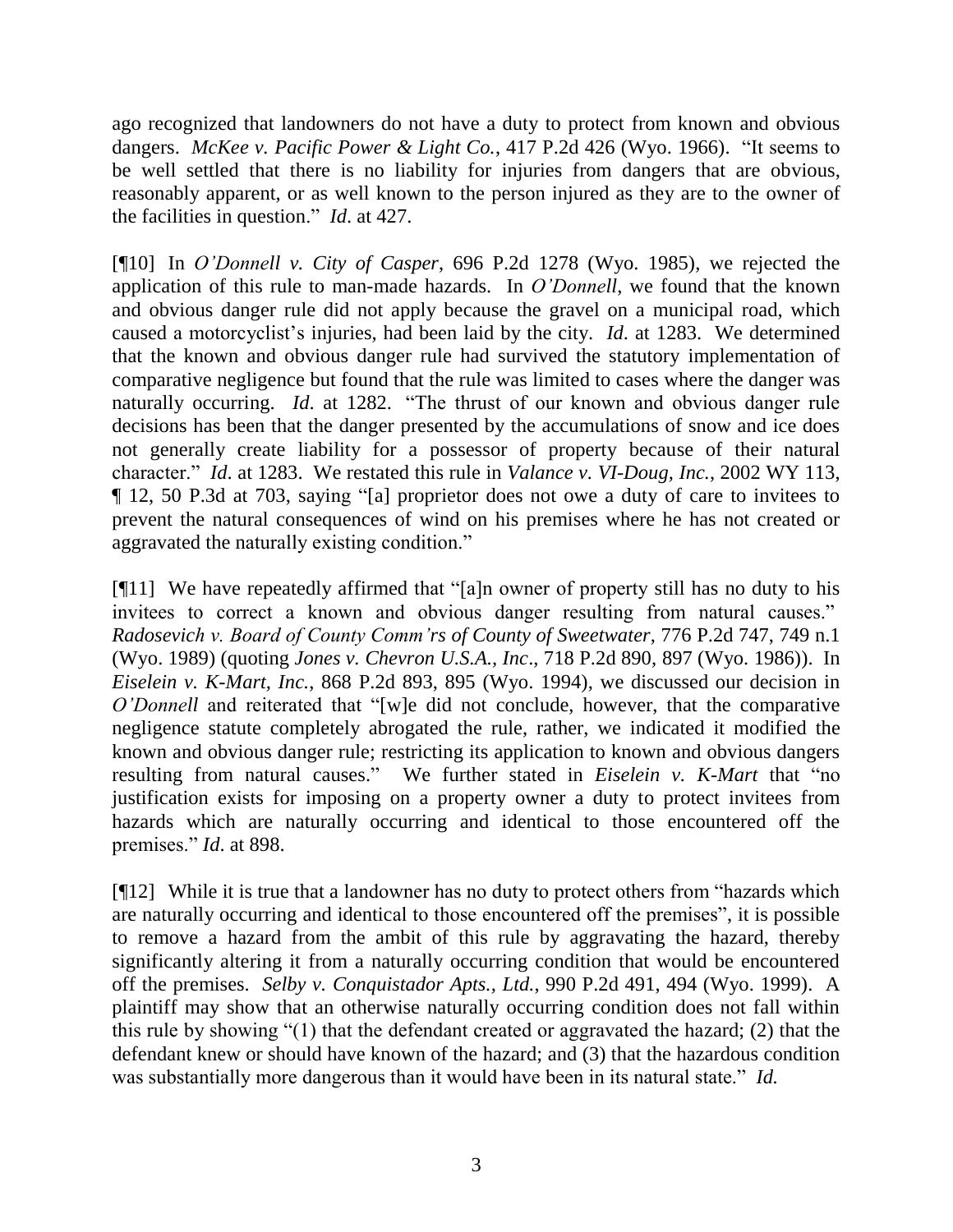ago recognized that landowners do not have a duty to protect from known and obvious dangers. *McKee v. Pacific Power & Light Co.*, 417 P.2d 426 (Wyo. 1966). "It seems to be well settled that there is no liability for injuries from dangers that are obvious, reasonably apparent, or as well known to the person injured as they are to the owner of the facilities in question." *Id.* at 427.

[¶10] In *O'Donnell v. City of Casper*, 696 P.2d 1278 (Wyo. 1985), we rejected the application of this rule to man-made hazards. In *O'Donnell*, we found that the known and obvious danger rule did not apply because the gravel on a municipal road, which caused a motorcyclist's injuries, had been laid by the city. *Id.* at 1283. We determined that the known and obvious danger rule had survived the statutory implementation of comparative negligence but found that the rule was limited to cases where the danger was naturally occurring. *Id.* at 1282. "The thrust of our known and obvious danger rule decisions has been that the danger presented by the accumulations of snow and ice does not generally create liability for a possessor of property because of their natural character." *Id.* at 1283. We restated this rule in *Valance v. VI-Doug, Inc.*, 2002 WY 113, ¶ 12, 50 P.3d at 703, saying "[a] proprietor does not owe a duty of care to invitees to prevent the natural consequences of wind on his premises where he has not created or aggravated the naturally existing condition."

[¶11] We have repeatedly affirmed that "[a]n owner of property still has no duty to his invitees to correct a known and obvious danger resulting from natural causes." *Radosevich v. Board of County Comm'rs of County of Sweetwater*, 776 P.2d 747, 749 n.1 (Wyo. 1989) (quoting *Jones v. Chevron U.S.A., Inc*., 718 P.2d 890, 897 (Wyo. 1986)). In *Eiselein v. K-Mart, Inc.*, 868 P.2d 893, 895 (Wyo. 1994), we discussed our decision in *O'Donnell* and reiterated that "[w]e did not conclude, however, that the comparative negligence statute completely abrogated the rule, rather, we indicated it modified the known and obvious danger rule; restricting its application to known and obvious dangers resulting from natural causes." We further stated in *Eiselein v. K-Mart* that "no justification exists for imposing on a property owner a duty to protect invitees from hazards which are naturally occurring and identical to those encountered off the premises." *Id.* at 898.

[¶12] While it is true that a landowner has no duty to protect others from "hazards which are naturally occurring and identical to those encountered off the premises", it is possible to remove a hazard from the ambit of this rule by aggravating the hazard, thereby significantly altering it from a naturally occurring condition that would be encountered off the premises. *Selby v. Conquistador Apts., Ltd.*, 990 P.2d 491, 494 (Wyo. 1999). A plaintiff may show that an otherwise naturally occurring condition does not fall within this rule by showing "(1) that the defendant created or aggravated the hazard; (2) that the defendant knew or should have known of the hazard; and (3) that the hazardous condition was substantially more dangerous than it would have been in its natural state." *Id.*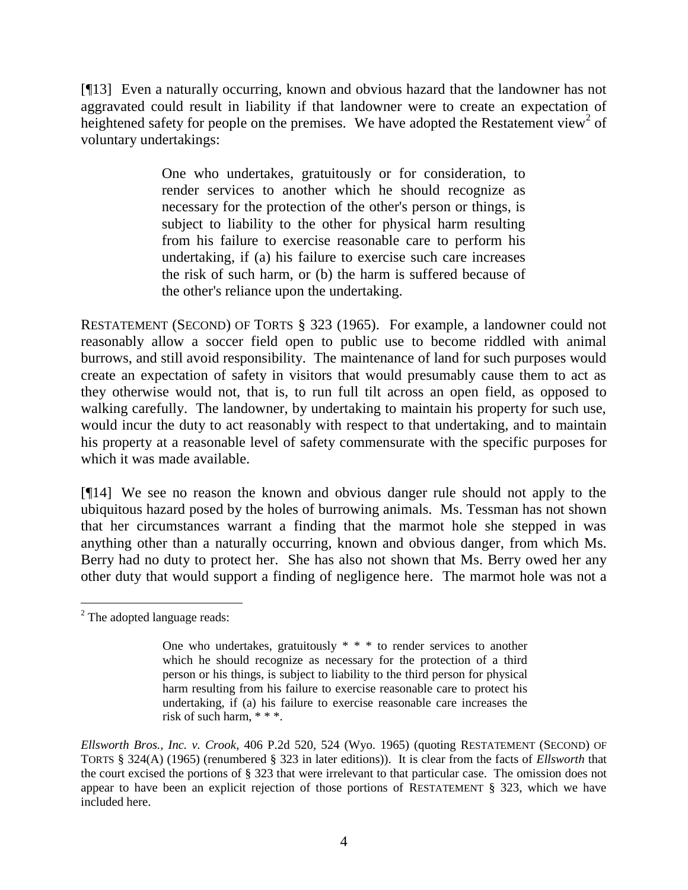[¶13] Even a naturally occurring, known and obvious hazard that the landowner has not aggravated could result in liability if that landowner were to create an expectation of heightened safety for people on the premises. We have adopted the Restatement view[2] of voluntary undertakings:

> One who undertakes, gratuitously or for consideration, to render services to another which he should recognize as necessary for the protection of the other's person or things, is subject to liability to the other for physical harm resulting from his failure to exercise reasonable care to perform his undertaking, if (a) his failure to exercise such care increases the risk of such harm, or (b) the harm is suffered because of the other's reliance upon the undertaking.

RESTATEMENT (SECOND) OF TORTS § 323 (1965). For example, a landowner could not reasonably allow a soccer field open to public use to become riddled with animal burrows, and still avoid responsibility. The maintenance of land for such purposes would create an expectation of safety in visitors that would presumably cause them to act as they otherwise would not, that is, to run full tilt across an open field, as opposed to walking carefully. The landowner, by undertaking to maintain his property for such use, would incur the duty to act reasonably with respect to that undertaking, and to maintain his property at a reasonable level of safety commensurate with the specific purposes for which it was made available.

[¶14] We see no reason the known and obvious danger rule should not apply to the ubiquitous hazard posed by the holes of burrowing animals. Ms. Tessman has not shown that her circumstances warrant a finding that the marmot hole she stepped in was anything other than a naturally occurring, known and obvious danger, from which Ms. Berry had no duty to protect her. She has also not shown that Ms. Berry owed her any other duty that would support a finding of negligence here. The marmot hole was not a

---

[2] The adopted language reads:

> One who undertakes, gratuitously * * * to render services to another which he should recognize as necessary for the protection of a third person or his things, is subject to liability to the third person for physical harm resulting from his failure to exercise reasonable care to protect his undertaking, if (a) his failure to exercise reasonable care increases the risk of such harm, * * *.

*Ellsworth Bros., Inc. v. Crook*, 406 P.2d 520, 524 (Wyo. 1965) (quoting RESTATEMENT (SECOND) OF TORTS § 324(A) (1965) (renumbered § 323 in later editions)). It is clear from the facts of *Ellsworth* that the court excised the portions of § 323 that were irrelevant to that particular case. The omission does not appear to have been an explicit rejection of those portions of RESTATEMENT § 323, which we have included here.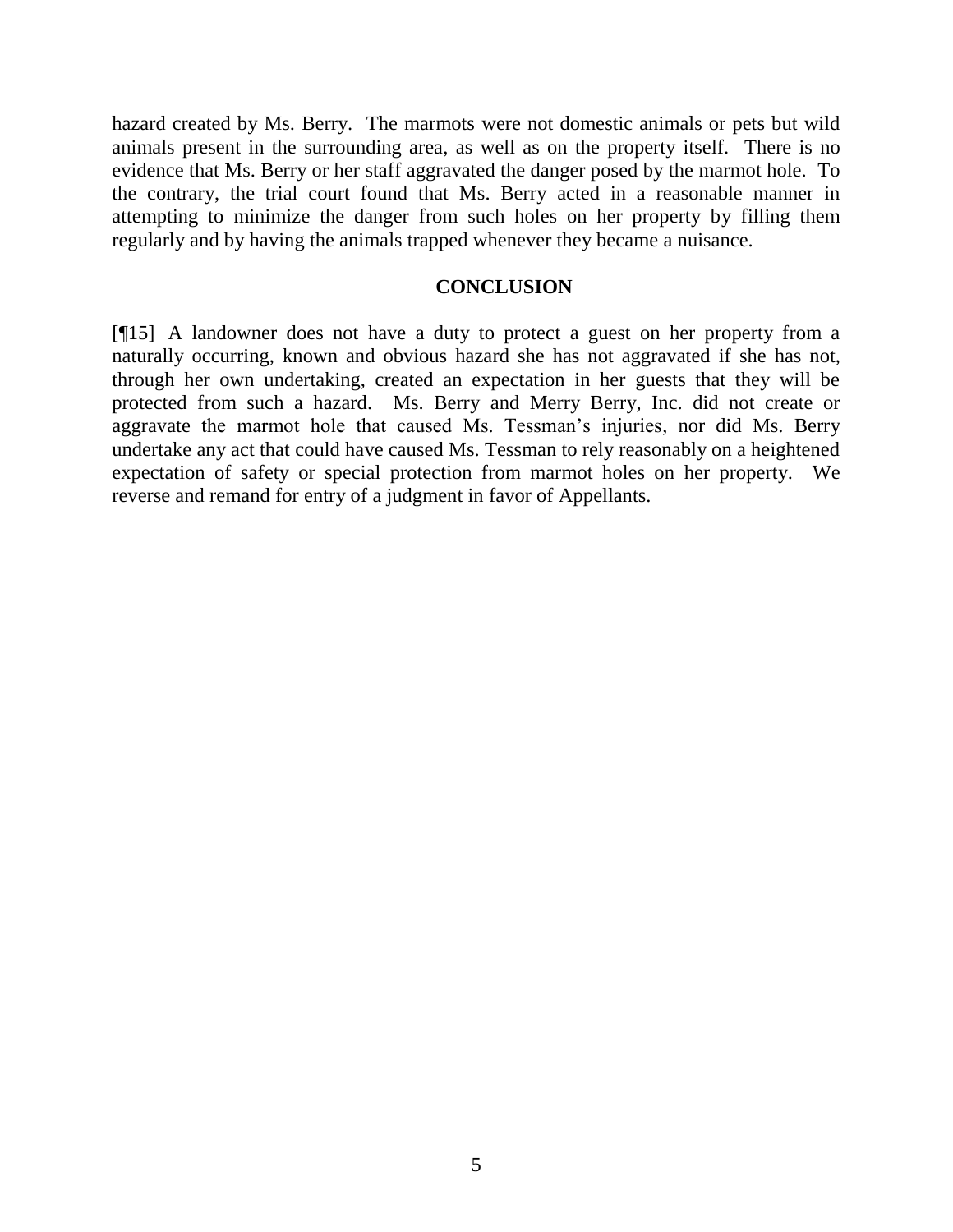hazard created by Ms. Berry. The marmots were not domestic animals or pets but wild animals present in the surrounding area, as well as on the property itself. There is no evidence that Ms. Berry or her staff aggravated the danger posed by the marmot hole. To the contrary, the trial court found that Ms. Berry acted in a reasonable manner in attempting to minimize the danger from such holes on her property by filling them regularly and by having the animals trapped whenever they became a nuisance.

## CONCLUSION

[¶15] A landowner does not have a duty to protect a guest on her property from a naturally occurring, known and obvious hazard she has not aggravated if she has not, through her own undertaking, created an expectation in her guests that they will be protected from such a hazard. Ms. Berry and Merry Berry, Inc. did not create or aggravate the marmot hole that caused Ms. Tessman's injuries, nor did Ms. Berry undertake any act that could have caused Ms. Tessman to rely reasonably on a heightened expectation of safety or special protection from marmot holes on her property. We reverse and remand for entry of a judgment in favor of Appellants.